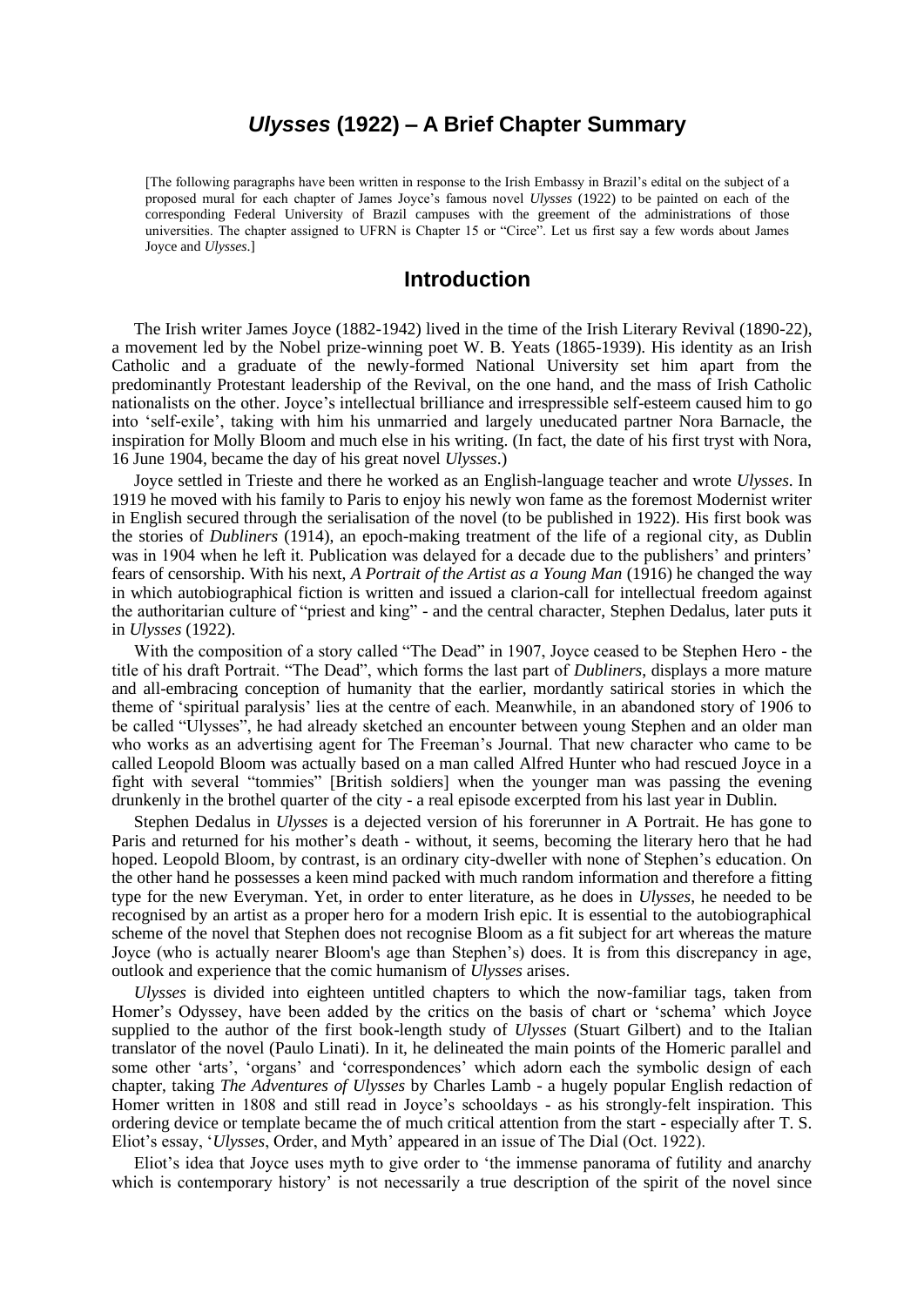# *Ulysses* (1922) – A Brief Chapter Summary

[The following paragraphs have been written in response to the Irish Embassy in Brazil's edital on the subject of a proposed mural for each chapter of James Joyce's famous novel *Ulysses* (1922) to be painted on each of the corresponding Federal University of Brazil campuses with the greement of the administrations of those universities. The chapter assigned to UFRN is Chapter 15 or "Circe". Let us first say a few words about James Joyce and *Ulysses*.]

## Introduction

The Irish writer James Joyce (1882-1942) lived in the time of the Irish Literary Revival (1890-22), a movement led by the Nobel prize-winning poet W. B. Yeats (1865-1939). His identity as an Irish Catholic and a graduate of the newly-formed National University set him apart from the predominantly Protestant leadership of the Revival, on the one hand, and the mass of Irish Catholic nationalists on the other. Joyce's intellectual brilliance and irrespressible self-esteem caused him to go into 'self-exile', taking with him his unmarried and largely uneducated partner Nora Barnacle, the inspiration for Molly Bloom and much else in his writing. (In fact, the date of his first tryst with Nora, 16 June 1904, became the day of his great novel *Ulysses*.)

Joyce settled in Trieste and there he worked as an English-language teacher and wrote *Ulysses*. In 1919 he moved with his family to Paris to enjoy his newly won fame as the foremost Modernist writer in English secured through the serialisation of the novel (to be published in 1922). His first book was the stories of *Dubliners* (1914), an epoch-making treatment of the life of a regional city, as Dublin was in 1904 when he left it. Publication was delayed for a decade due to the publishers' and printers' fears of censorship. With his next, *A Portrait of the Artist as a Young Man* (1916) he changed the way in which autobiographical fiction is written and issued a clarion-call for intellectual freedom against the authoritarian culture of "priest and king" - and the central character, Stephen Dedalus, later puts it in *Ulysses* (1922).

With the composition of a story called "The Dead" in 1907, Joyce ceased to be Stephen Hero - the title of his draft Portrait. "The Dead", which forms the last part of *Dubliners*, displays a more mature and all-embracing conception of humanity that the earlier, mordantly satirical stories in which the theme of 'spiritual paralysis' lies at the centre of each. Meanwhile, in an abandoned story of 1906 to be called "Ulysses", he had already sketched an encounter between young Stephen and an older man who works as an advertising agent for The Freeman's Journal. That new character who came to be called Leopold Bloom was actually based on a man called Alfred Hunter who had rescued Joyce in a fight with several "tommies" [British soldiers] when the younger man was passing the evening drunkenly in the brothel quarter of the city - a real episode excerpted from his last year in Dublin.

Stephen Dedalus in *Ulysses* is a dejected version of his forerunner in A Portrait. He has gone to Paris and returned for his mother's death - without, it seems, becoming the literary hero that he had hoped. Leopold Bloom, by contrast, is an ordinary city-dweller with none of Stephen's education. On the other hand he possesses a keen mind packed with much random information and therefore a fitting type for the new Everyman. Yet, in order to enter literature, as he does in *Ulysses*, he needed to be recognised by an artist as a proper hero for a modern Irish epic. It is essential to the autobiographical scheme of the novel that Stephen does not recognise Bloom as a fit subject for art whereas the mature Joyce (who is actually nearer Bloom's age than Stephen's) does. It is from this discrepancy in age, outlook and experience that the comic humanism of *Ulysses* arises.

*Ulysses* is divided into eighteen untitled chapters to which the now-familiar tags, taken from Homer's Odyssey, have been added by the critics on the basis of chart or 'schema' which Joyce supplied to the author of the first book-length study of *Ulysses* (Stuart Gilbert) and to the Italian translator of the novel (Paulo Linati). In it, he delineated the main points of the Homeric parallel and some other 'arts', 'organs' and 'correspondences' which adorn each the symbolic design of each chapter, taking *The Adventures of Ulysses* by Charles Lamb - a hugely popular English redaction of Homer written in 1808 and still read in Joyce's schooldays - as his strongly-felt inspiration. This ordering device or template became the of much critical attention from the start - especially after T. S. Eliot's essay, '*Ulysses*, Order, and Myth' appeared in an issue of The Dial (Oct. 1922).

Eliot's idea that Joyce uses myth to give order to 'the immense panorama of futility and anarchy which is contemporary history' is not necessarily a true description of the spirit of the novel since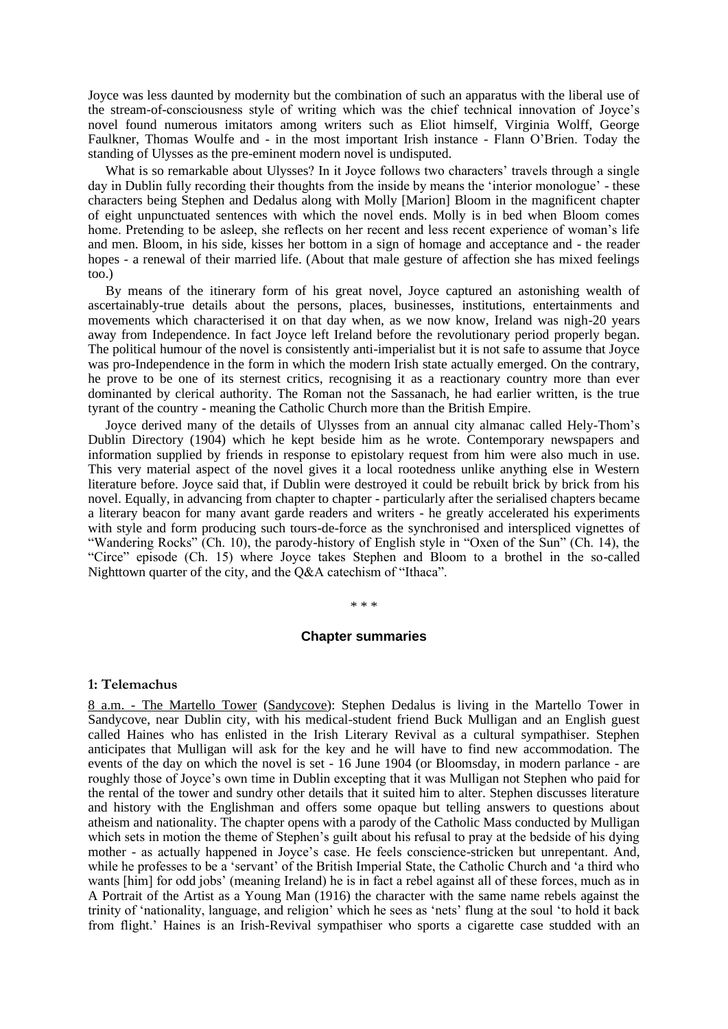Joyce was less daunted by modernity but the combination of such an apparatus with the liberal use of the stream-of-consciousness style of writing which was the chief technical innovation of Joyce's novel found numerous imitators among writers such as Eliot himself, Virginia Wolff, George Faulkner, Thomas Woulfe and - in the most important Irish instance - Flann O'Brien. Today the standing of Ulysses as the pre-eminent modern novel is undisputed.

What is so remarkable about Ulysses? In it Joyce follows two characters' travels through a single day in Dublin fully recording their thoughts from the inside by means the 'interior monologue' - these characters being Stephen and Dedalus along with Molly [Marion] Bloom in the magnificent chapter of eight unpunctuated sentences with which the novel ends. Molly is in bed when Bloom comes home. Pretending to be asleep, she reflects on her recent and less recent experience of woman's life and men. Bloom, in his side, kisses her bottom in a sign of homage and acceptance and - the reader hopes - a renewal of their married life. (About that male gesture of affection she has mixed feelings too.)

By means of the itinerary form of his great novel, Joyce captured an astonishing wealth of ascertainably-true details about the persons, places, businesses, institutions, entertainments and movements which characterised it on that day when, as we now know, Ireland was nigh-20 years away from Independence. In fact Joyce left Ireland before the revolutionary period properly began. The political humour of the novel is consistently anti-imperialist but it is not safe to assume that Joyce was pro-Independence in the form in which the modern Irish state actually emerged. On the contrary, he prove to be one of its sternest critics, recognising it as a reactionary country more than ever dominanted by clerical authority. The Roman not the Sassanach, he had earlier written, is the true tyrant of the country - meaning the Catholic Church more than the British Empire.

Joyce derived many of the details of Ulysses from an annual city almanac called Hely-Thom's Dublin Directory (1904) which he kept beside him as he wrote. Contemporary newspapers and information supplied by friends in response to epistolary request from him were also much in use. This very material aspect of the novel gives it a local rootedness unlike anything else in Western literature before. Joyce said that, if Dublin were destroyed it could be rebuilt brick by brick from his novel. Equally, in advancing from chapter to chapter - particularly after the serialised chapters became a literary beacon for many avant garde readers and writers - he greatly accelerated his experiments with style and form producing such tours-de-force as the synchronised and interspliced vignettes of "Wandering Rocks" (Ch. 10), the parody-history of English style in "Oxen of the Sun" (Ch. 14), the "Circe" episode (Ch. 15) where Joyce takes Stephen and Bloom to a brothel in the so-called Nighttown quarter of the city, and the Q&A catechism of "Ithaca".

\* \* \*

## Chapter summaries

### 1: Telemachus

8 a.m. - The Martello Tower (Sandycove): Stephen Dedalus is living in the Martello Tower in Sandycove, near Dublin city, with his medical-student friend Buck Mulligan and an English guest called Haines who has enlisted in the Irish Literary Revival as a cultural sympathiser. Stephen anticipates that Mulligan will ask for the key and he will have to find new accommodation. The events of the day on which the novel is set - 16 June 1904 (or Bloomsday, in modern parlance - are roughly those of Joyce's own time in Dublin excepting that it was Mulligan not Stephen who paid for the rental of the tower and sundry other details that it suited him to alter. Stephen discusses literature and history with the Englishman and offers some opaque but telling answers to questions about atheism and nationality. The chapter opens with a parody of the Catholic Mass conducted by Mulligan which sets in motion the theme of Stephen's guilt about his refusal to pray at the bedside of his dying mother - as actually happened in Joyce's case. He feels conscience-stricken but unrepentant. And, while he professes to be a 'servant' of the British Imperial State, the Catholic Church and 'a third who wants [him] for odd jobs' (meaning Ireland) he is in fact a rebel against all of these forces, much as in A Portrait of the Artist as a Young Man (1916) the character with the same name rebels against the trinity of 'nationality, language, and religion' which he sees as 'nets' flung at the soul 'to hold it back from flight.' Haines is an Irish-Revival sympathiser who sports a cigarette case studded with an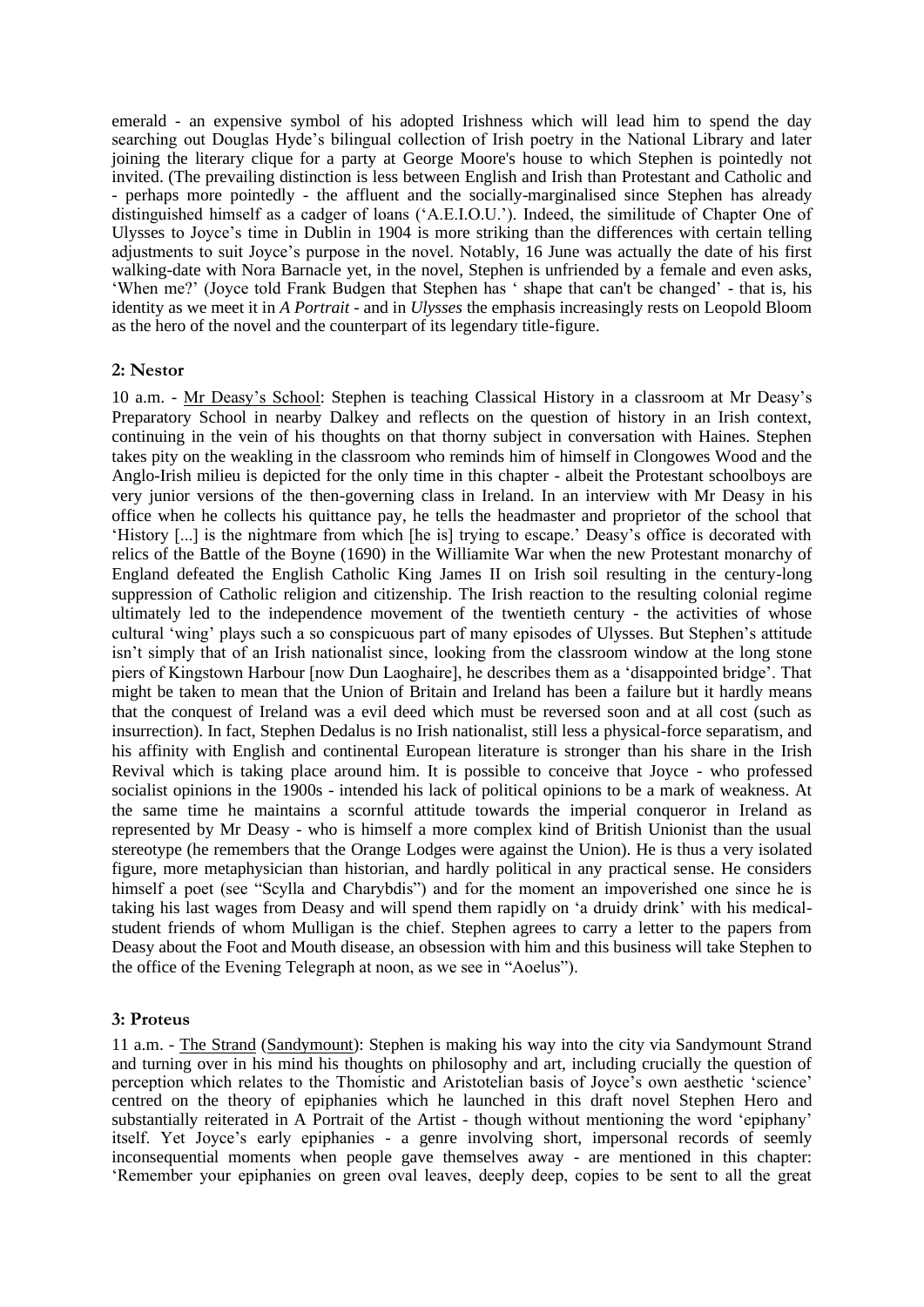emerald - an expensive symbol of his adopted Irishness which will lead him to spend the day searching out Douglas Hyde's bilingual collection of Irish poetry in the National Library and later joining the literary clique for a party at George Moore's house to which Stephen is pointedly not invited. (The prevailing distinction is less between English and Irish than Protestant and Catholic and - perhaps more pointedly - the affluent and the socially-marginalised since Stephen has already distinguished himself as a cadger of loans ('A.E.I.O.U.'). Indeed, the similitude of Chapter One of Ulysses to Joyce's time in Dublin in 1904 is more striking than the differences with certain telling adjustments to suit Joyce's purpose in the novel. Notably, 16 June was actually the date of his first walking-date with Nora Barnacle yet, in the novel, Stephen is unfriended by a female and even asks, 'When me?' (Joyce told Frank Budgen that Stephen has ' shape that can't be changed' - that is, his identity as we meet it in *A Portrait* - and in *Ulysses* the emphasis increasingly rests on Leopold Bloom as the hero of the novel and the counterpart of its legendary title-figure.

## 2: Nestor

10 a.m. - Mr Deasy's School: Stephen is teaching Classical History in a classroom at Mr Deasy's Preparatory School in nearby Dalkey and reflects on the question of history in an Irish context, continuing in the vein of his thoughts on that thorny subject in conversation with Haines. Stephen takes pity on the weakling in the classroom who reminds him of himself in Clongowes Wood and the Anglo-Irish milieu is depicted for the only time in this chapter - albeit the Protestant schoolboys are very junior versions of the then-governing class in Ireland. In an interview with Mr Deasy in his office when he collects his quittance pay, he tells the headmaster and proprietor of the school that 'History [...] is the nightmare from which [he is] trying to escape.' Deasy's office is decorated with relics of the Battle of the Boyne (1690) in the Williamite War when the new Protestant monarchy of England defeated the English Catholic King James II on Irish soil resulting in the century-long suppression of Catholic religion and citizenship. The Irish reaction to the resulting colonial regime ultimately led to the independence movement of the twentieth century - the activities of whose cultural 'wing' plays such a so conspicuous part of many episodes of Ulysses. But Stephen's attitude isn't simply that of an Irish nationalist since, looking from the classroom window at the long stone piers of Kingstown Harbour [now Dun Laoghaire], he describes them as a 'disappointed bridge'. That might be taken to mean that the Union of Britain and Ireland has been a failure but it hardly means that the conquest of Ireland was a evil deed which must be reversed soon and at all cost (such as insurrection). In fact, Stephen Dedalus is no Irish nationalist, still less a physical-force separatism, and his affinity with English and continental European literature is stronger than his share in the Irish Revival which is taking place around him. It is possible to conceive that Joyce - who professed socialist opinions in the 1900s - intended his lack of political opinions to be a mark of weakness. At the same time he maintains a scornful attitude towards the imperial conqueror in Ireland as represented by Mr Deasy - who is himself a more complex kind of British Unionist than the usual stereotype (he remembers that the Orange Lodges were against the Union). He is thus a very isolated figure, more metaphysician than historian, and hardly political in any practical sense. He considers himself a poet (see "Scylla and Charybdis") and for the moment an impoverished one since he is taking his last wages from Deasy and will spend them rapidly on 'a druidy drink' with his medical-student friends of whom Mulligan is the chief. Stephen agrees to carry a letter to the papers from Deasy about the Foot and Mouth disease, an obsession with him and this business will take Stephen to the office of the Evening Telegraph at noon, as we see in "Aoelus").

## 3: Proteus

11 a.m. - The Strand (Sandymount): Stephen is making his way into the city via Sandymount Strand and turning over in his mind his thoughts on philosophy and art, including crucially the question of perception which relates to the Thomistic and Aristotelian basis of Joyce's own aesthetic 'science' centred on the theory of epiphanies which he launched in this draft novel Stephen Hero and substantially reiterated in A Portrait of the Artist - though without mentioning the word 'epiphany' itself. Yet Joyce's early epiphanies - a genre involving short, impersonal records of seemly inconsequential moments when people gave themselves away - are mentioned in this chapter: 'Remember your epiphanies on green oval leaves, deeply deep, copies to be sent to all the great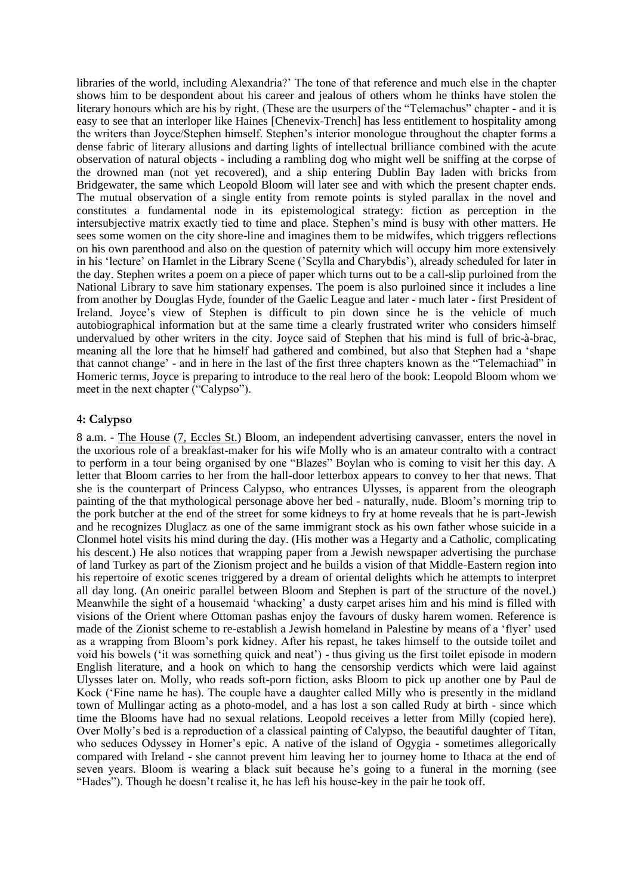libraries of the world, including Alexandria?' The tone of that reference and much else in the chapter shows him to be despondent about his career and jealous of others whom he thinks have stolen the literary honours which are his by right. (These are the usurpers of the "Telemachus" chapter - and it is easy to see that an interloper like Haines [Chenevix-Trench] has less entitlement to hospitality among the writers than Joyce/Stephen himself. Stephen's interior monologue throughout the chapter forms a dense fabric of literary allusions and darting lights of intellectual brilliance combined with the acute observation of natural objects - including a rambling dog who might well be sniffing at the corpse of the drowned man (not yet recovered), and a ship entering Dublin Bay laden with bricks from Bridgewater, the same which Leopold Bloom will later see and with which the present chapter ends. The mutual observation of a single entity from remote points is styled parallax in the novel and constitutes a fundamental node in its epistemological strategy: fiction as perception in the intersubjective matrix exactly tied to time and place. Stephen's mind is busy with other matters. He sees some women on the city shore-line and imagines them to be midwifes, which triggers reflections on his own parenthood and also on the question of paternity which will occupy him more extensively in his 'lecture' on Hamlet in the Library Scene ('Scylla and Charybdis'), already scheduled for later in the day. Stephen writes a poem on a piece of paper which turns out to be a call-slip purloined from the National Library to save him stationary expenses. The poem is also purloined since it includes a line from another by Douglas Hyde, founder of the Gaelic League and later - much later - first President of Ireland. Joyce's view of Stephen is difficult to pin down since he is the vehicle of much autobiographical information but at the same time a clearly frustrated writer who considers himself undervalued by other writers in the city. Joyce said of Stephen that his mind is full of bric-à-brac, meaning all the lore that he himself had gathered and combined, but also that Stephen had a 'shape that cannot change' - and in here in the last of the first three chapters known as the "Telemachiad" in Homeric terms, Joyce is preparing to introduce to the real hero of the book: Leopold Bloom whom we meet in the next chapter ("Calypso").

### 4: Calypso

8 a.m. - The House (7, Eccles St.) Bloom, an independent advertising canvasser, enters the novel in the uxorious role of a breakfast-maker for his wife Molly who is an amateur contralto with a contract to perform in a tour being organised by one "Blazes" Boylan who is coming to visit her this day. A letter that Bloom carries to her from the hall-door letterbox appears to convey to her that news. That she is the counterpart of Princess Calypso, who entrances Ulysses, is apparent from the oleograph painting of the that mythological personage above her bed - naturally, nude. Bloom's morning trip to the pork butcher at the end of the street for some kidneys to fry at home reveals that he is part-Jewish and he recognizes Dluglacz as one of the same immigrant stock as his own father whose suicide in a Clonmel hotel visits his mind during the day. (His mother was a Hegarty and a Catholic, complicating his descent.) He also notices that wrapping paper from a Jewish newspaper advertising the purchase of land Turkey as part of the Zionism project and he builds a vision of that Middle-Eastern region into his repertoire of exotic scenes triggered by a dream of oriental delights which he attempts to interpret all day long. (An oneiric parallel between Bloom and Stephen is part of the structure of the novel.) Meanwhile the sight of a housemaid 'whacking' a dusty carpet arises him and his mind is filled with visions of the Orient where Ottoman pashas enjoy the favours of dusky harem women. Reference is made of the Zionist scheme to re-establish a Jewish homeland in Palestine by means of a 'flyer' used as a wrapping from Bloom's pork kidney. After his repast, he takes himself to the outside toilet and void his bowels ('it was something quick and neat') - thus giving us the first toilet episode in modern English literature, and a hook on which to hang the censorship verdicts which were laid against Ulysses later on. Molly, who reads soft-porn fiction, asks Bloom to pick up another one by Paul de Kock ('Fine name he has). The couple have a daughter called Milly who is presently in the midland town of Mullingar acting as a photo-model, and a has lost a son called Rudy at birth - since which time the Blooms have had no sexual relations. Leopold receives a letter from Milly (copied here). Over Molly's bed is a reproduction of a classical painting of Calypso, the beautiful daughter of Titan, who seduces Odyssey in Homer's epic. A native of the island of Ogygia - sometimes allegorically compared with Ireland - she cannot prevent him leaving her to journey home to Ithaca at the end of seven years. Bloom is wearing a black suit because he's going to a funeral in the morning (see "Hades"). Though he doesn't realise it, he has left his house-key in the pair he took off.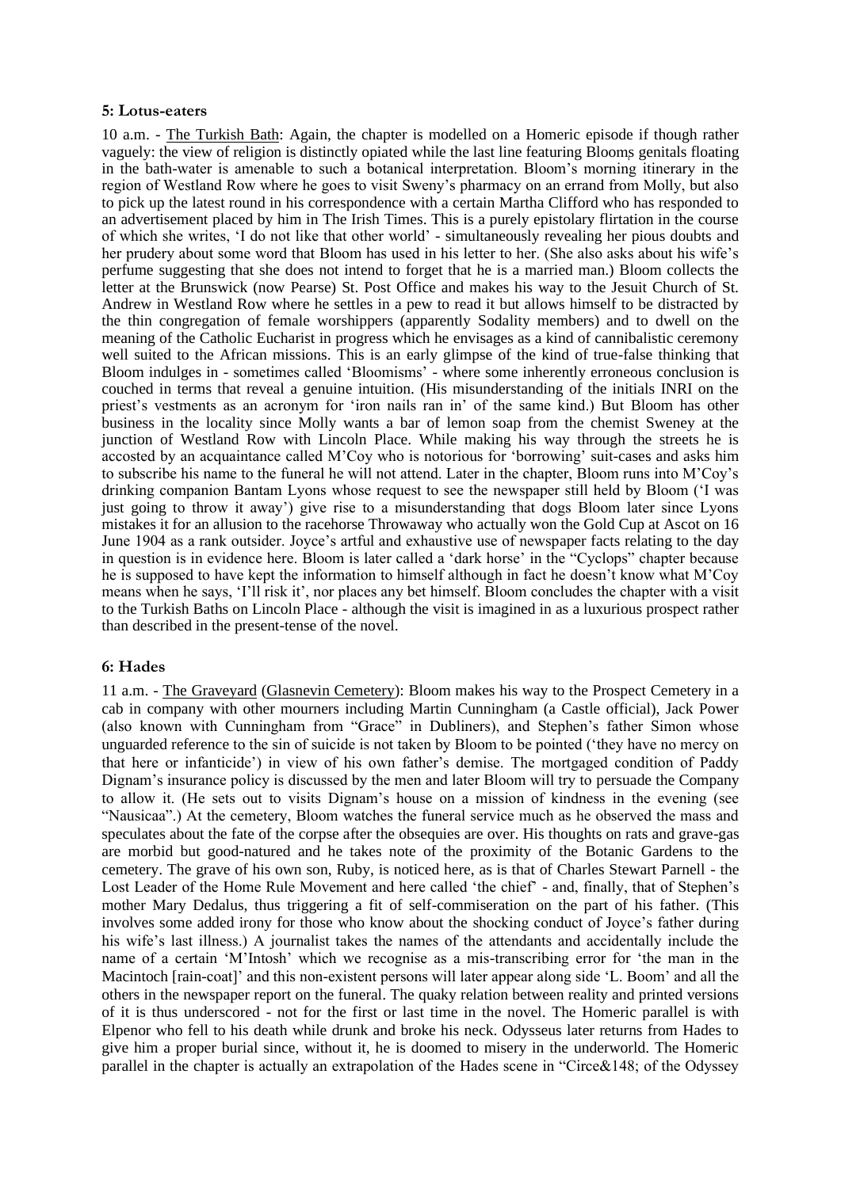### 5: Lotus-eaters

10 a.m. - The Turkish Bath: Again, the chapter is modelled on a Homeric episode if though rather vaguely: the view of religion is distinctly opiated while the last line featuring Blooms genitals floating in the bath-water is amenable to such a botanical interpretation. Bloom's morning itinerary in the region of Westland Row where he goes to visit Sweny's pharmacy on an errand from Molly, but also to pick up the latest round in his correspondence with a certain Martha Clifford who has responded to an advertisement placed by him in The Irish Times. This is a purely epistolary flirtation in the course of which she writes, 'I do not like that other world' - simultaneously revealing her pious doubts and her prudery about some word that Bloom has used in his letter to her. (She also asks about his wife's perfume suggesting that she does not intend to forget that he is a married man.) Bloom collects the letter at the Brunswick (now Pearse) St. Post Office and makes his way to the Jesuit Church of St. Andrew in Westland Row where he settles in a pew to read it but allows himself to be distracted by the thin congregation of female worshippers (apparently Sodality members) and to dwell on the meaning of the Catholic Eucharist in progress which he envisages as a kind of cannibalistic ceremony well suited to the African missions. This is an early glimpse of the kind of true-false thinking that Bloom indulges in - sometimes called 'Bloomisms' - where some inherently erroneous conclusion is couched in terms that reveal a genuine intuition. (His misunderstanding of the initials INRI on the priest's vestments as an acronym for 'iron nails ran in' of the same kind.) But Bloom has other business in the locality since Molly wants a bar of lemon soap from the chemist Sweney at the junction of Westland Row with Lincoln Place. While making his way through the streets he is accosted by an acquaintance called M'Coy who is notorious for 'borrowing' suit-cases and asks him to subscribe his name to the funeral he will not attend. Later in the chapter, Bloom runs into M'Coy's drinking companion Bantam Lyons whose request to see the newspaper still held by Bloom ('I was just going to throw it away') give rise to a misunderstanding that dogs Bloom later since Lyons mistakes it for an allusion to the racehorse Throwaway who actually won the Gold Cup at Ascot on 16 June 1904 as a rank outsider. Joyce's artful and exhaustive use of newspaper facts relating to the day in question is in evidence here. Bloom is later called a 'dark horse' in the "Cyclops" chapter because he is supposed to have kept the information to himself although in fact he doesn't know what M'Coy means when he says, 'I'll risk it', nor places any bet himself. Bloom concludes the chapter with a visit to the Turkish Baths on Lincoln Place - although the visit is imagined in as a luxurious prospect rather than described in the present-tense of the novel.

### 6: Hades

11 a.m. - The Graveyard (Glasnevin Cemetery): Bloom makes his way to the Prospect Cemetery in a cab in company with other mourners including Martin Cunningham (a Castle official), Jack Power (also known with Cunningham from "Grace" in Dubliners), and Stephen's father Simon whose unguarded reference to the sin of suicide is not taken by Bloom to be pointed ('they have no mercy on that here or infanticide') in view of his own father's demise. The mortgaged condition of Paddy Dignam's insurance policy is discussed by the men and later Bloom will try to persuade the Company to allow it. (He sets out to visits Dignam's house on a mission of kindness in the evening (see "Nausicaa".) At the cemetery, Bloom watches the funeral service much as he observed the mass and speculates about the fate of the corpse after the obsequies are over. His thoughts on rats and grave-gas are morbid but good-natured and he takes note of the proximity of the Botanic Gardens to the cemetery. The grave of his own son, Ruby, is noticed here, as is that of Charles Stewart Parnell - the Lost Leader of the Home Rule Movement and here called 'the chief' - and, finally, that of Stephen's mother Mary Dedalus, thus triggering a fit of self-commiseration on the part of his father. (This involves some added irony for those who know about the shocking conduct of Joyce's father during his wife's last illness.) A journalist takes the names of the attendants and accidentally include the name of a certain 'M'Intosh' which we recognise as a mis-transcribing error for 'the man in the Macintoch [rain-coat]' and this non-existent persons will later appear along side 'L. Boom' and all the others in the newspaper report on the funeral. The quaky relation between reality and printed versions of it is thus underscored - not for the first or last time in the novel. The Homeric parallel is with Elpenor who fell to his death while drunk and broke his neck. Odysseus later returns from Hades to give him a proper burial since, without it, he is doomed to misery in the underworld. The Homeric parallel in the chapter is actually an extrapolation of the Hades scene in "Circe&148; of the Odyssey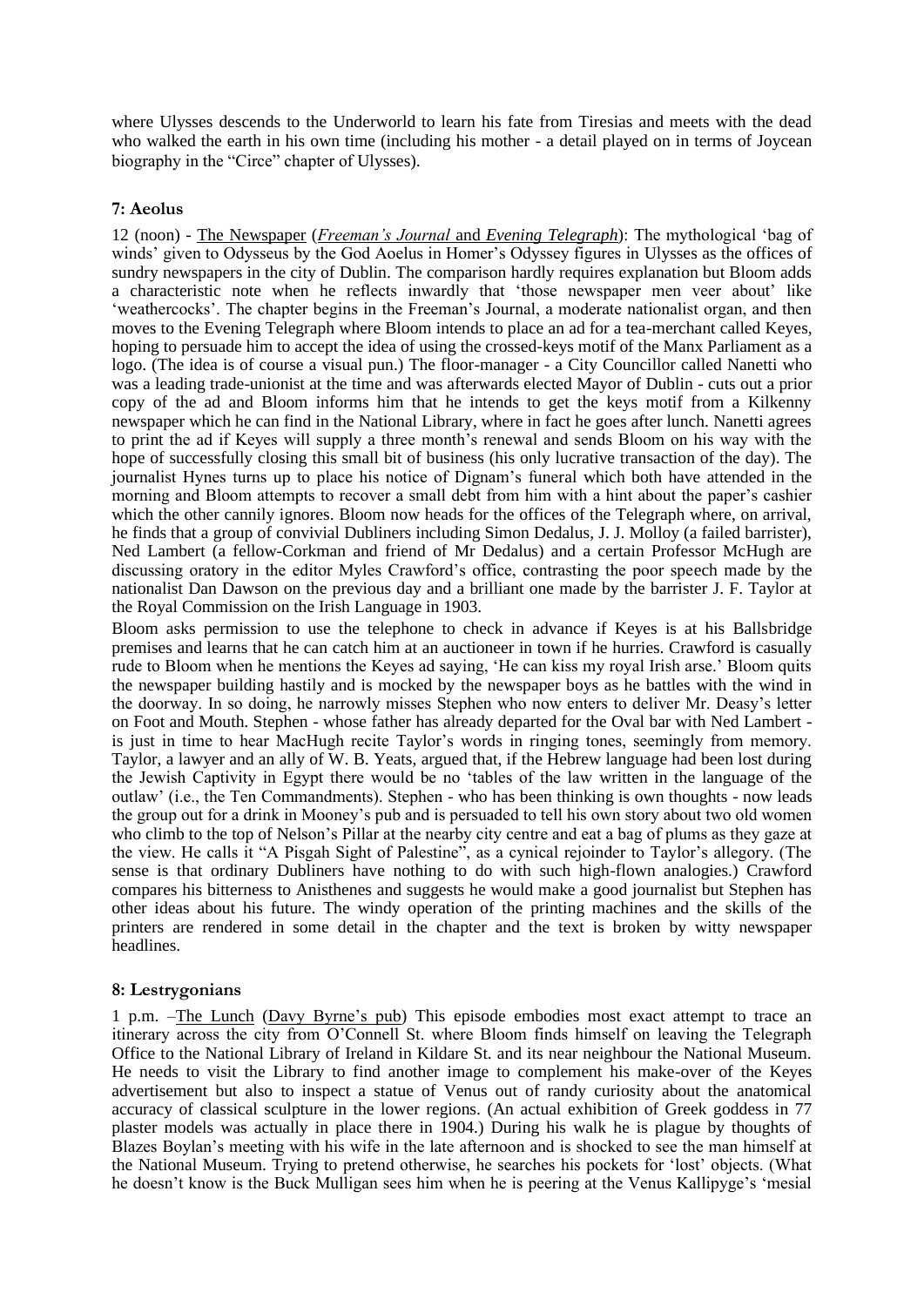where Ulysses descends to the Underworld to learn his fate from Tiresias and meets with the dead who walked the earth in his own time (including his mother - a detail played on in terms of Joycean biography in the "Circe" chapter of Ulysses).

### 7: Aeolus

12 (noon) - The Newspaper (*Freeman's Journal* and *Evening Telegraph*): The mythological 'bag of winds' given to Odysseus by the God Aeolus in Homer's Odyssey figures in Ulysses as the offices of sundry newspapers in the city of Dublin. The comparison hardly requires explanation but Bloom adds a characteristic note when he reflects inwardly that 'those newspaper men veer about' like 'weathercocks'. The chapter begins in the Freeman's Journal, a moderate nationalist organ, and then moves to the Evening Telegraph where Bloom intends to place an ad for a tea-merchant called Keyes, hoping to persuade him to accept the idea of using the crossed-keys motif of the Manx Parliament as a logo. (The idea is of course a visual pun.) The floor-manager - a City Councillor called Nanetti who was a leading trade-unionist at the time and was afterwards elected Mayor of Dublin - cuts out a prior copy of the ad and Bloom informs him that he intends to get the keys motif from a Kilkenny newspaper which he can find in the National Library, where in fact he goes after lunch. Nanetti agrees to print the ad if Keyes will supply a three month's renewal and sends Bloom on his way with the hope of successfully closing this small bit of business (his only lucrative transaction of the day). The journalist Hynes turns up to place his notice of Dignam's funeral which both have attended in the morning and Bloom attempts to recover a small debt from him with a hint about the paper's cashier which the other cannily ignores. Bloom now heads for the offices of the Telegraph where, on arrival, he finds that a group of convivial Dubliners including Simon Dedalus, J. J. Molloy (a failed barrister), Ned Lambert (a fellow-Corkman and friend of Mr Dedalus) and a certain Professor McHugh are discussing oratory in the editor Myles Crawford's office, contrasting the poor speech made by the nationalist Dan Dawson on the previous day and a brilliant one made by the barrister J. F. Taylor at the Royal Commission on the Irish Language in 1903.

Bloom asks permission to use the telephone to check in advance if Keyes is at his Ballsbridge premises and learns that he can catch him at an auctioneer in town if he hurries. Crawford is casually rude to Bloom when he mentions the Keyes ad saying, 'He can kiss my royal Irish arse.' Bloom quits the newspaper building hastily and is mocked by the newspaper boys as he battles with the wind in the doorway. In so doing, he narrowly misses Stephen who now enters to deliver Mr. Deasy's letter on Foot and Mouth. Stephen - whose father has already departed for the Oval bar with Ned Lambert - is just in time to hear MacHugh recite Taylor's words in ringing tones, seemingly from memory. Taylor, a lawyer and an ally of W. B. Yeats, argued that, if the Hebrew language had been lost during the Jewish Captivity in Egypt there would be no 'tables of the law written in the language of the outlaw' (i.e., the Ten Commandments). Stephen - who has been thinking is own thoughts - now leads the group out for a drink in Mooney's pub and is persuaded to tell his own story about two old women who climb to the top of Nelson's Pillar at the nearby city centre and eat a bag of plums as they gaze at the view. He calls it "A Pisgah Sight of Palestine", as a cynical rejoinder to Taylor's allegory. (The sense is that ordinary Dubliners have nothing to do with such high-flown analogies.) Crawford compares his bitterness to Anisthenes and suggests he would make a good journalist but Stephen has other ideas about his future. The windy operation of the printing machines and the skills of the printers are rendered in some detail in the chapter and the text is broken by witty newspaper headlines.

### 8: Lestrygonians

1 p.m. –The Lunch (Davy Byrne's pub) This episode embodies most exact attempt to trace an itinerary across the city from O'Connell St. where Bloom finds himself on leaving the Telegraph Office to the National Library of Ireland in Kildare St. and its near neighbour the National Museum. He needs to visit the Library to find another image to complement his make-over of the Keyes advertisement but also to inspect a statue of Venus out of randy curiosity about the anatomical accuracy of classical sculpture in the lower regions. (An actual exhibition of Greek goddess in 77 plaster models was actually in place there in 1904.) During his walk he is plague by thoughts of Blazes Boylan's meeting with his wife in the late afternoon and is shocked to see the man himself at the National Museum. Trying to pretend otherwise, he searches his pockets for 'lost' objects. (What he doesn't know is the Buck Mulligan sees him when he is peering at the Venus Kallipyge's 'mesial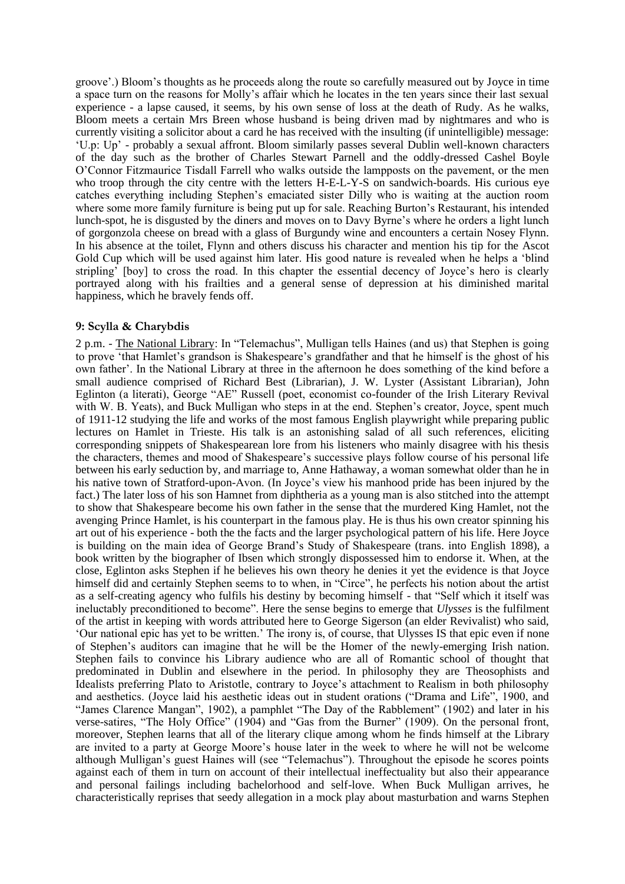groove'.) Bloom's thoughts as he proceeds along the route so carefully measured out by Joyce in time a space turn on the reasons for Molly's affair which he locates in the ten years since their last sexual experience - a lapse caused, it seems, by his own sense of loss at the death of Rudy. As he walks, Bloom meets a certain Mrs Breen whose husband is being driven mad by nightmares and who is currently visiting a solicitor about a card he has received with the insulting (if unintelligible) message: 'U.p: Up' - probably a sexual affront. Bloom similarly passes several Dublin well-known characters of the day such as the brother of Charles Stewart Parnell and the oddly-dressed Cashel Boyle O'Connor Fitzmaurice Tisdall Farrell who walks outside the lampposts on the pavement, or the men who troop through the city centre with the letters H-E-L-Y-S on sandwich-boards. His curious eye catches everything including Stephen's emaciated sister Dilly who is waiting at the auction room where some more family furniture is being put up for sale. Reaching Burton's Restaurant, his intended lunch-spot, he is disgusted by the diners and moves on to Davy Byrne's where he orders a light lunch of gorgonzola cheese on bread with a glass of Burgundy wine and encounters a certain Nosey Flynn. In his absence at the toilet, Flynn and others discuss his character and mention his tip for the Ascot Gold Cup which will be used against him later. His good nature is revealed when he helps a 'blind stripling' [boy] to cross the road. In this chapter the essential decency of Joyce's hero is clearly portrayed along with his frailties and a general sense of depression at his diminished marital happiness, which he bravely fends off.

### 9: Scylla & Charybdis

2 p.m. - The National Library: In "Telemachus", Mulligan tells Haines (and us) that Stephen is going to prove 'that Hamlet's grandson is Shakespeare's grandfather and that he himself is the ghost of his own father'. In the National Library at three in the afternoon he does something of the kind before a small audience comprised of Richard Best (Librarian), J. W. Lyster (Assistant Librarian), John Eglinton (a literati), George "AE" Russell (poet, economist co-founder of the Irish Literary Revival with W. B. Yeats), and Buck Mulligan who steps in at the end. Stephen's creator, Joyce, spent much of 1911-12 studying the life and works of the most famous English playwright while preparing public lectures on Hamlet in Trieste. His talk is an astonishing salad of all such references, eliciting corresponding snippets of Shakespearean lore from his listeners who mainly disagree with his thesis the characters, themes and mood of Shakespeare's successive plays follow course of his personal life between his early seduction by, and marriage to, Anne Hathaway, a woman somewhat older than he in his native town of Stratford-upon-Avon. (In Joyce's view his manhood pride has been injured by the fact.) The later loss of his son Hamnet from diphtheria as a young man is also stitched into the attempt to show that Shakespeare become his own father in the sense that the murdered King Hamlet, not the avenging Prince Hamlet, is his counterpart in the famous play. He is thus his own creator spinning his art out of his experience - both the the facts and the larger psychological pattern of his life. Here Joyce is building on the main idea of George Brand's Study of Shakespeare (trans. into English 1898), a book written by the biographer of Ibsen which strongly dispossessed him to endorse it. When, at the close, Eglinton asks Stephen if he believes his own theory he denies it yet the evidence is that Joyce himself did and certainly Stephen seems to to when, in "Circe", he perfects his notion about the artist as a self-creating agency who fulfils his destiny by becoming himself - that "Self which it itself was ineluctably preconditioned to become". Here the sense begins to emerge that *Ulysses* is the fulfilment of the artist in keeping with words attributed here to George Sigerson (an elder Revivalist) who said, 'Our national epic has yet to be written.' The irony is, of course, that Ulysses IS that epic even if none of Stephen's auditors can imagine that he will be the Homer of the newly-emerging Irish nation. Stephen fails to convince his Library audience who are all of Romantic school of thought that predominated in Dublin and elsewhere in the period. In philosophy they are Theosophists and Idealists preferring Plato to Aristotle, contrary to Joyce's attachment to Realism in both philosophy and aesthetics. (Joyce laid his aesthetic ideas out in student orations ("Drama and Life", 1900, and "James Clarence Mangan", 1902), a pamphlet "The Day of the Rabblement" (1902) and later in his verse-satires, "The Holy Office" (1904) and "Gas from the Burner" (1909). On the personal front, moreover, Stephen learns that all of the literary clique among whom he finds himself at the Library are invited to a party at George Moore's house later in the week to where he will not be welcome although Mulligan's guest Haines will (see "Telemachus"). Throughout the episode he scores points against each of them in turn on account of their intellectual ineffectuality but also their appearance and personal failings including bachelorhood and self-love. When Buck Mulligan arrives, he characteristically reprises that seedy allegation in a mock play about masturbation and warns Stephen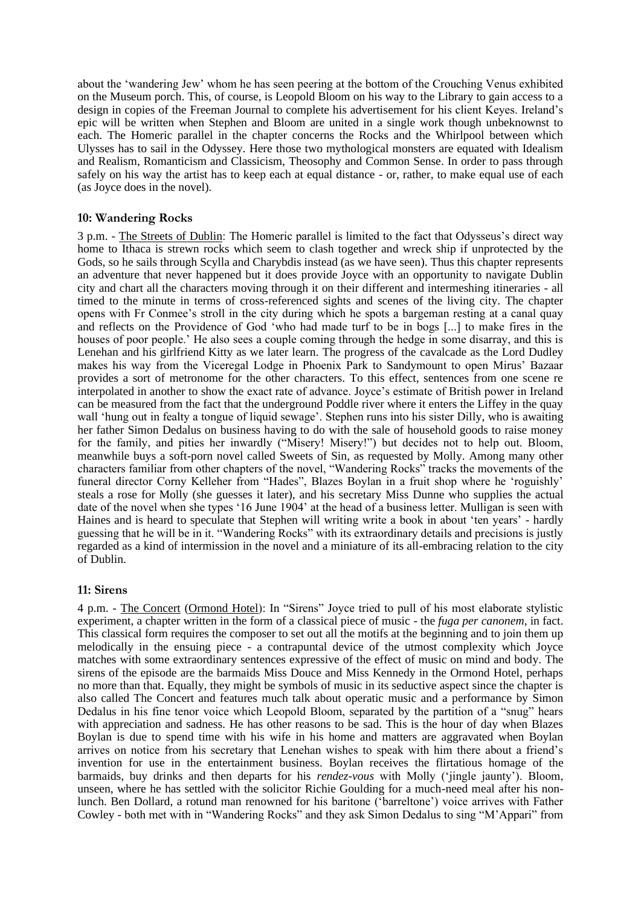about the 'wandering Jew' whom he has seen peering at the bottom of the Crouching Venus exhibited on the Museum porch. This, of course, is Leopold Bloom on his way to the Library to gain access to a design in copies of the Freeman Journal to complete his advertisement for his client Keyes. Ireland's epic will be written when Stephen and Bloom are united in a single work though unbeknownst to each. The Homeric parallel in the chapter concerns the Rocks and the Whirlpool between which Ulysses has to sail in the Odyssey. Here those two mythological monsters are equated with Idealism and Realism, Romanticism and Classicism, Theosophy and Common Sense. In order to pass through safely on his way the artist has to keep each at equal distance - or, rather, to make equal use of each (as Joyce does in the novel).

### 10: Wandering Rocks

3 p.m. - The Streets of Dublin: The Homeric parallel is limited to the fact that Odysseus's direct way home to Ithaca is strewn rocks which seem to clash together and wreck ship if unprotected by the Gods, so he sails through Scylla and Charybdis instead (as we have seen). Thus this chapter represents an adventure that never happened but it does provide Joyce with an opportunity to navigate Dublin city and chart all the characters moving through it on their different and intermeshing itineraries - all timed to the minute in terms of cross-referenced sights and scenes of the living city. The chapter opens with Fr Conmee's stroll in the city during which he spots a bargeman resting at a canal quay and reflects on the Providence of God 'who had made turf to be in bogs [...] to make fires in the houses of poor people.' He also sees a couple coming through the hedge in some disarray, and this is Lenehan and his girlfriend Kitty as we later learn. The progress of the cavalcade as the Lord Dudley makes his way from the Viceregal Lodge in Phoenix Park to Sandymount to open Mirus' Bazaar provides a sort of metronome for the other characters. To this effect, sentences from one scene re interpolated in another to show the exact rate of advance. Joyce's estimate of British power in Ireland can be measured from the fact that the underground Poddle river where it enters the Liffey in the quay wall 'hung out in fealty a tongue of liquid sewage'. Stephen runs into his sister Dilly, who is awaiting her father Simon Dedalus on business having to do with the sale of household goods to raise money for the family, and pities her inwardly ("Misery! Misery!") but decides not to help out. Bloom, meanwhile buys a soft-porn novel called Sweets of Sin, as requested by Molly. Among many other characters familiar from other chapters of the novel, "Wandering Rocks" tracks the movements of the funeral director Corny Kelleher from "Hades", Blazes Boylan in a fruit shop where he 'roguishly' steals a rose for Molly (she guesses it later), and his secretary Miss Dunne who supplies the actual date of the novel when she types '16 June 1904' at the head of a business letter. Mulligan is seen with Haines and is heard to speculate that Stephen will writing write a book in about 'ten years' - hardly guessing that he will be in it. "Wandering Rocks" with its extraordinary details and precisions is justly regarded as a kind of intermission in the novel and a miniature of its all-embracing relation to the city of Dublin.

### 11: Sirens

4 p.m. - The Concert (Ormond Hotel): In "Sirens" Joyce tried to pull of his most elaborate stylistic experiment, a chapter written in the form of a classical piece of music - the *fuga per canonem*, in fact. This classical form requires the composer to set out all the motifs at the beginning and to join them up melodically in the ensuing piece - a contrapuntal device of the utmost complexity which Joyce matches with some extraordinary sentences expressive of the effect of music on mind and body. The sirens of the episode are the barmaids Miss Douce and Miss Kennedy in the Ormond Hotel, perhaps no more than that. Equally, they might be symbols of music in its seductive aspect since the chapter is also called The Concert and features much talk about operatic music and a performance by Simon Dedalus in his fine tenor voice which Leopold Bloom, separated by the partition of a "snug" hears with appreciation and sadness. He has other reasons to be sad. This is the hour of day when Blazes Boylan is due to spend time with his wife in his home and matters are aggravated when Boylan arrives on notice from his secretary that Lenehan wishes to speak with him there about a friend's invention for use in the entertainment business. Boylan receives the flirtatious homage of the barmaids, buy drinks and then departs for his *rendez-vous* with Molly ('jingle jaunty'). Bloom, unseen, where he has settled with the solicitor Richie Goulding for a much-need meal after his non-lunch. Ben Dollard, a rotund man renowned for his baritone ('barreltone') voice arrives with Father Cowley - both met with in "Wandering Rocks" and they ask Simon Dedalus to sing "M'Appari" from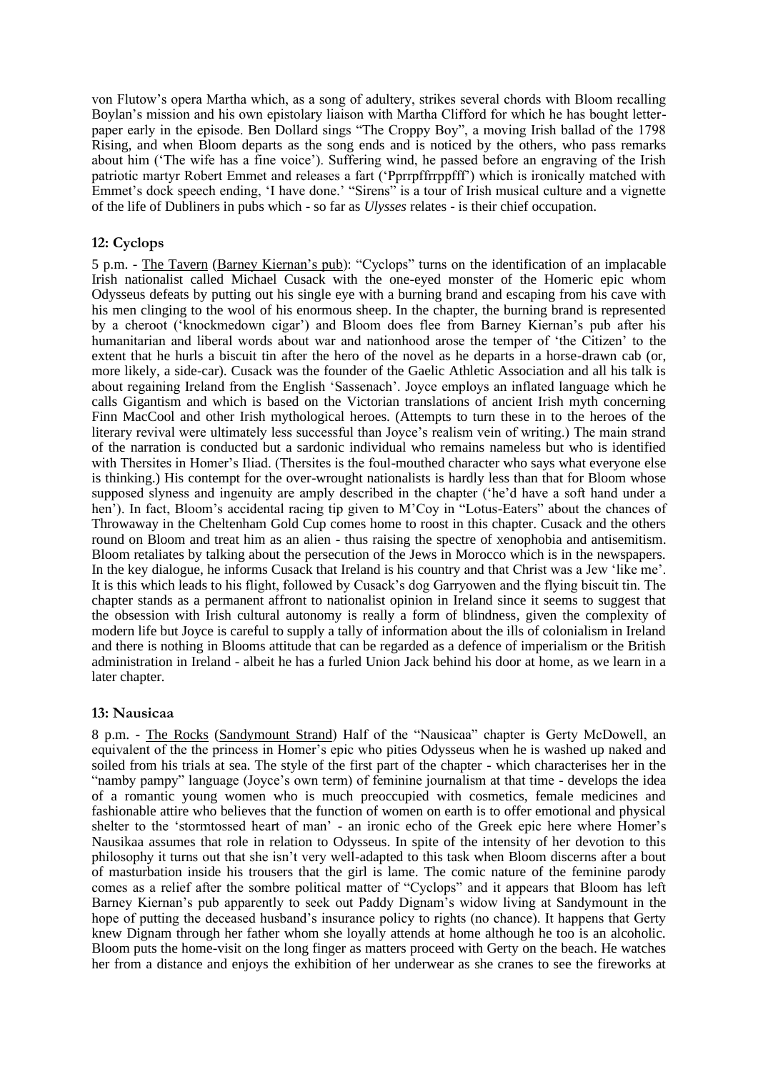von Flutow's opera Martha which, as a song of adultery, strikes several chords with Bloom recalling Boylan's mission and his own epistolary liaison with Martha Clifford for which he has bought letter-paper early in the episode. Ben Dollard sings "The Croppy Boy", a moving Irish ballad of the 1798 Rising, and when Bloom departs as the song ends and is noticed by the others, who pass remarks about him ('The wife has a fine voice'). Suffering wind, he passed before an engraving of the Irish patriotic martyr Robert Emmet and releases a fart ('Pprrpffrrppfff') which is ironically matched with Emmet's dock speech ending, 'I have done.' "Sirens" is a tour of Irish musical culture and a vignette of the life of Dubliners in pubs which - so far as *Ulysses* relates - is their chief occupation.

## 12: Cyclops

5 p.m. - The Tavern (Barney Kiernan's pub): "Cyclops" turns on the identification of an implacable Irish nationalist called Michael Cusack with the one-eyed monster of the Homeric epic whom Odysseus defeats by putting out his single eye with a burning brand and escaping from his cave with his men clinging to the wool of his enormous sheep. In the chapter, the burning brand is represented by a cheroot ('knockmedown cigar') and Bloom does flee from Barney Kiernan's pub after his humanitarian and liberal words about war and nationhood arose the temper of 'the Citizen' to the extent that he hurls a biscuit tin after the hero of the novel as he departs in a horse-drawn cab (or, more likely, a side-car). Cusack was the founder of the Gaelic Athletic Association and all his talk is about regaining Ireland from the English 'Sassenach'. Joyce employs an inflated language which he calls Gigantism and which is based on the Victorian translations of ancient Irish myth concerning Finn MacCool and other Irish mythological heroes. (Attempts to turn these in to the heroes of the literary revival were ultimately less successful than Joyce's realism vein of writing.) The main strand of the narration is conducted but a sardonic individual who remains nameless but who is identified with Thersites in Homer's Iliad. (Thersites is the foul-mouthed character who says what everyone else is thinking.) His contempt for the over-wrought nationalists is hardly less than that for Bloom whose supposed slyness and ingenuity are amply described in the chapter ('he'd have a soft hand under a hen'). In fact, Bloom's accidental racing tip given to M'Coy in "Lotus-Eaters" about the chances of Throwaway in the Cheltenham Gold Cup comes home to roost in this chapter. Cusack and the others round on Bloom and treat him as an alien - thus raising the spectre of xenophobia and antisemitism. Bloom retaliates by talking about the persecution of the Jews in Morocco which is in the newspapers. In the key dialogue, he informs Cusack that Ireland is his country and that Christ was a Jew 'like me'. It is this which leads to his flight, followed by Cusack's dog Garryowen and the flying biscuit tin. The chapter stands as a permanent affront to nationalist opinion in Ireland since it seems to suggest that the obsession with Irish cultural autonomy is really a form of blindness, given the complexity of modern life but Joyce is careful to supply a tally of information about the ills of colonialism in Ireland and there is nothing in Blooms attitude that can be regarded as a defence of imperialism or the British administration in Ireland - albeit he has a furled Union Jack behind his door at home, as we learn in a later chapter.

## 13: Nausicaa

8 p.m. - The Rocks (Sandymount Strand) Half of the "Nausicaa" chapter is Gerty McDowell, an equivalent of the the princess in Homer's epic who pities Odysseus when he is washed up naked and soiled from his trials at sea. The style of the first part of the chapter - which characterises her in the "namby pampy" language (Joyce's own term) of feminine journalism at that time - develops the idea of a romantic young women who is much preoccupied with cosmetics, female medicines and fashionable attire who believes that the function of women on earth is to offer emotional and physical shelter to the 'stormtossed heart of man' - an ironic echo of the Greek epic here where Homer's Nausikaa assumes that role in relation to Odysseus. In spite of the intensity of her devotion to this philosophy it turns out that she isn't very well-adapted to this task when Bloom discerns after a bout of masturbation inside his trousers that the girl is lame. The comic nature of the feminine parody comes as a relief after the sombre political matter of "Cyclops" and it appears that Bloom has left Barney Kiernan's pub apparently to seek out Paddy Dignam's widow living at Sandymount in the hope of putting the deceased husband's insurance policy to rights (no chance). It happens that Gerty knew Dignam through her father whom she loyally attends at home although he too is an alcoholic. Bloom puts the home-visit on the long finger as matters proceed with Gerty on the beach. He watches her from a distance and enjoys the exhibition of her underwear as she cranes to see the fireworks at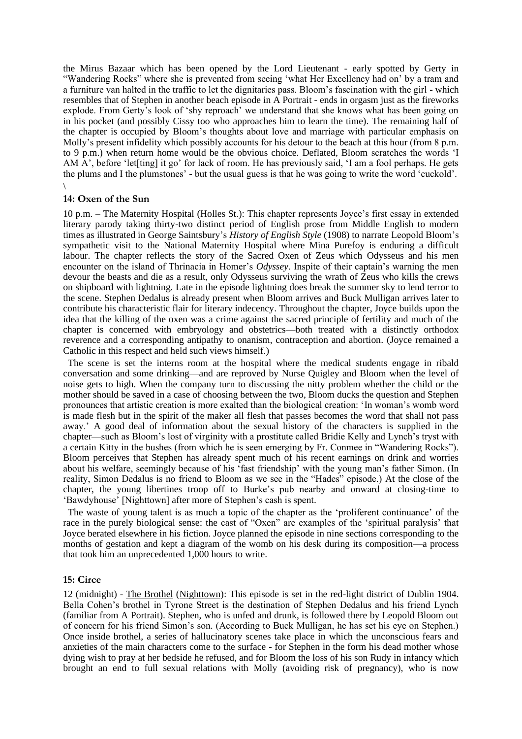the Mirus Bazaar which has been opened by the Lord Lieutenant - early spotted by Gerty in "Wandering Rocks" where she is prevented from seeing 'what Her Excellency had on' by a tram and a furniture van halted in the traffic to let the dignitaries pass. Bloom's fascination with the girl - which resembles that of Stephen in another beach episode in A Portrait - ends in orgasm just as the fireworks explode. From Gerty's look of 'shy reproach' we understand that she knows what has been going on in his pocket (and possibly Cissy too who approaches him to learn the time). The remaining half of the chapter is occupied by Bloom's thoughts about love and marriage with particular emphasis on Molly's present infidelity which possibly accounts for his detour to the beach at this hour (from 8 p.m. to 9 p.m.) when return home would be the obvious choice. Deflated, Bloom scratches the words 'I AM A', before 'let[ting] it go' for lack of room. He has previously said, 'I am a fool perhaps. He gets the plums and I the plumstones' - but the usual guess is that he was going to write the word 'cuckold'.
\

### 14: Oxen of the Sun

10 p.m. – The Maternity Hospital (Holles St.): This chapter represents Joyce's first essay in extended literary parody taking thirty-two distinct period of English prose from Middle English to modern times as illustrated in George Saintsbury's *History of English Style* (1908) to narrate Leopold Bloom's sympathetic visit to the National Maternity Hospital where Mina Purefoy is enduring a difficult labour. The chapter reflects the story of the Sacred Oxen of Zeus which Odysseus and his men encounter on the island of Thrinacia in Homer's *Odyssey*. Inspite of their captain's warning the men devour the beasts and die as a result, only Odysseus surviving the wrath of Zeus who kills the crews on shipboard with lightning. Late in the episode lightning does break the summer sky to lend terror to the scene. Stephen Dedalus is already present when Bloom arrives and Buck Mulligan arrives later to contribute his characteristic flair for literary indecency. Throughout the chapter, Joyce builds upon the idea that the killing of the oxen was a crime against the sacred principle of fertility and much of the chapter is concerned with embryology and obstetrics—both treated with a distinctly orthodox reverence and a corresponding antipathy to onanism, contraception and abortion. (Joyce remained a Catholic in this respect and held such views himself.)

The scene is set the interns room at the hospital where the medical students engage in ribald conversation and some drinking—and are reproved by Nurse Quigley and Bloom when the level of noise gets to high. When the company turn to discussing the nitty problem whether the child or the mother should be saved in a case of choosing between the two, Bloom ducks the question and Stephen pronounces that artistic creation is more exalted than the biological creation: 'In woman's womb word is made flesh but in the spirit of the maker all flesh that passes becomes the word that shall not pass away.' A good deal of information about the sexual history of the characters is supplied in the chapter—such as Bloom's lost of virginity with a prostitute called Bridie Kelly and Lynch's tryst with a certain Kitty in the bushes (from which he is seen emerging by Fr. Conmee in "Wandering Rocks"). Bloom perceives that Stephen has already spent much of his recent earnings on drink and worries about his welfare, seemingly because of his 'fast friendship' with the young man's father Simon. (In reality, Simon Dedalus is no friend to Bloom as we see in the "Hades" episode.) At the close of the chapter, the young libertines troop off to Burke's pub nearby and onward at closing-time to 'Bawdyhouse' [Nighttown] after more of Stephen's cash is spent.

The waste of young talent is as much a topic of the chapter as the 'proliferent continuance' of the race in the purely biological sense: the cast of "Oxen" are examples of the 'spiritual paralysis' that Joyce berated elsewhere in his fiction. Joyce planned the episode in nine sections corresponding to the months of gestation and kept a diagram of the womb on his desk during its composition—a process that took him an unprecedented 1,000 hours to write.

### 15: Circe

12 (midnight) - The Brothel (Nighttown): This episode is set in the red-light district of Dublin 1904. Bella Cohen's brothel in Tyrone Street is the destination of Stephen Dedalus and his friend Lynch (familiar from A Portrait). Stephen, who is unfed and drunk, is followed there by Leopold Bloom out of concern for his friend Simon's son. (According to Buck Mulligan, he has set his eye on Stephen.) Once inside brothel, a series of hallucinatory scenes take place in which the unconscious fears and anxieties of the main characters come to the surface - for Stephen in the form his dead mother whose dying wish to pray at her bedside he refused, and for Bloom the loss of his son Rudy in infancy which brought an end to full sexual relations with Molly (avoiding risk of pregnancy), who is now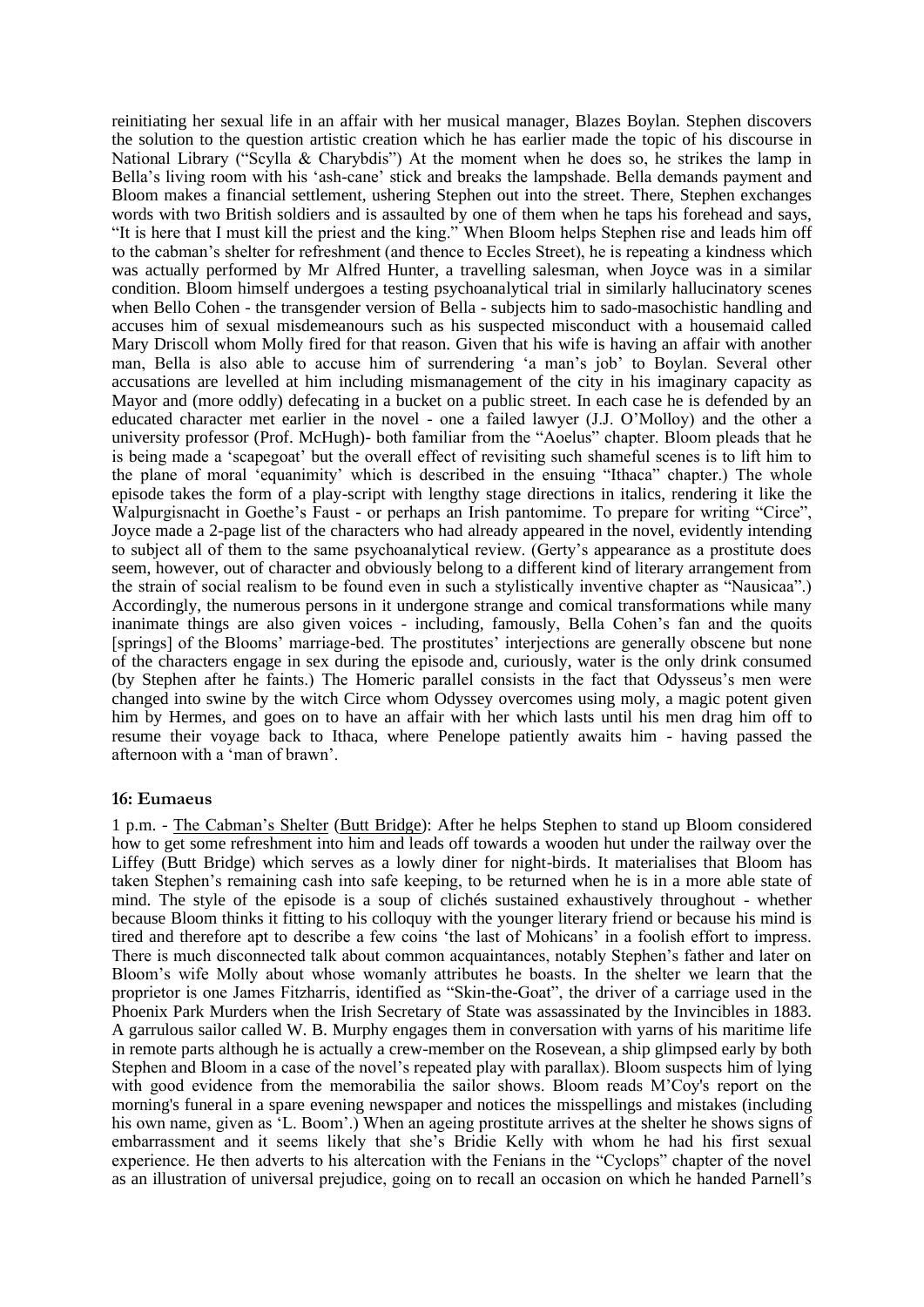reinitiating her sexual life in an affair with her musical manager, Blazes Boylan. Stephen discovers the solution to the question artistic creation which he has earlier made the topic of his discourse in National Library ("Scylla & Charybdis") At the moment when he does so, he strikes the lamp in Bella's living room with his 'ash-cane' stick and breaks the lampshade. Bella demands payment and Bloom makes a financial settlement, ushering Stephen out into the street. There, Stephen exchanges words with two British soldiers and is assaulted by one of them when he taps his forehead and says, "It is here that I must kill the priest and the king." When Bloom helps Stephen rise and leads him off to the cabman's shelter for refreshment (and thence to Eccles Street), he is repeating a kindness which was actually performed by Mr Alfred Hunter, a travelling salesman, when Joyce was in a similar condition. Bloom himself undergoes a testing psychoanalytical trial in similarly hallucinatory scenes when Bello Cohen - the transgender version of Bella - subjects him to sado-masochistic handling and accuses him of sexual misdemeanours such as his suspected misconduct with a housemaid called Mary Driscoll whom Molly fired for that reason. Given that his wife is having an affair with another man, Bella is also able to accuse him of surrendering 'a man's job' to Boylan. Several other accusations are levelled at him including mismanagement of the city in his imaginary capacity as Mayor and (more oddly) defecating in a bucket on a public street. In each case he is defended by an educated character met earlier in the novel - one a failed lawyer (J.J. O'Molloy) and the other a university professor (Prof. McHugh)- both familiar from the "Aoelus" chapter. Bloom pleads that he is being made a 'scapegoat' but the overall effect of revisiting such shameful scenes is to lift him to the plane of moral 'equanimity' which is described in the ensuing "Ithaca" chapter.) The whole episode takes the form of a play-script with lengthy stage directions in italics, rendering it like the Walpurgisnacht in Goethe's Faust - or perhaps an Irish pantomime. To prepare for writing "Circe", Joyce made a 2-page list of the characters who had already appeared in the novel, evidently intending to subject all of them to the same psychoanalytical review. (Gerty's appearance as a prostitute does seem, however, out of character and obviously belong to a different kind of literary arrangement from the strain of social realism to be found even in such a stylistically inventive chapter as "Nausicaa".) Accordingly, the numerous persons in it undergone strange and comical transformations while many inanimate things are also given voices - including, famously, Bella Cohen's fan and the quoits [springs] of the Blooms' marriage-bed. The prostitutes' interjections are generally obscene but none of the characters engage in sex during the episode and, curiously, water is the only drink consumed (by Stephen after he faints.) The Homeric parallel consists in the fact that Odysseus's men were changed into swine by the witch Circe whom Odyssey overcomes using moly, a magic potent given him by Hermes, and goes on to have an affair with her which lasts until his men drag him off to resume their voyage back to Ithaca, where Penelope patiently awaits him - having passed the afternoon with a 'man of brawn'.

### 16: Eumaeus

1 p.m. - The Cabman's Shelter (Butt Bridge): After he helps Stephen to stand up Bloom considered how to get some refreshment into him and leads off towards a wooden hut under the railway over the Liffey (Butt Bridge) which serves as a lowly diner for night-birds. It materialises that Bloom has taken Stephen's remaining cash into safe keeping, to be returned when he is in a more able state of mind. The style of the episode is a soup of clichés sustained exhaustively throughout - whether because Bloom thinks it fitting to his colloquy with the younger literary friend or because his mind is tired and therefore apt to describe a few coins 'the last of Mohicans' in a foolish effort to impress. There is much disconnected talk about common acquaintances, notably Stephen's father and later on Bloom's wife Molly about whose womanly attributes he boasts. In the shelter we learn that the proprietor is one James Fitzharris, identified as "Skin-the-Goat", the driver of a carriage used in the Phoenix Park Murders when the Irish Secretary of State was assassinated by the Invincibles in 1883. A garrulous sailor called W. B. Murphy engages them in conversation with yarns of his maritime life in remote parts although he is actually a crew-member on the Rosevean, a ship glimpsed early by both Stephen and Bloom in a case of the novel's repeated play with parallax). Bloom suspects him of lying with good evidence from the memorabilia the sailor shows. Bloom reads M'Coy's report on the morning's funeral in a spare evening newspaper and notices the misspellings and mistakes (including his own name, given as 'L. Boom'.) When an ageing prostitute arrives at the shelter he shows signs of embarrassment and it seems likely that she's Bridie Kelly with whom he had his first sexual experience. He then adverts to his altercation with the Fenians in the "Cyclops" chapter of the novel as an illustration of universal prejudice, going on to recall an occasion on which he handed Parnell's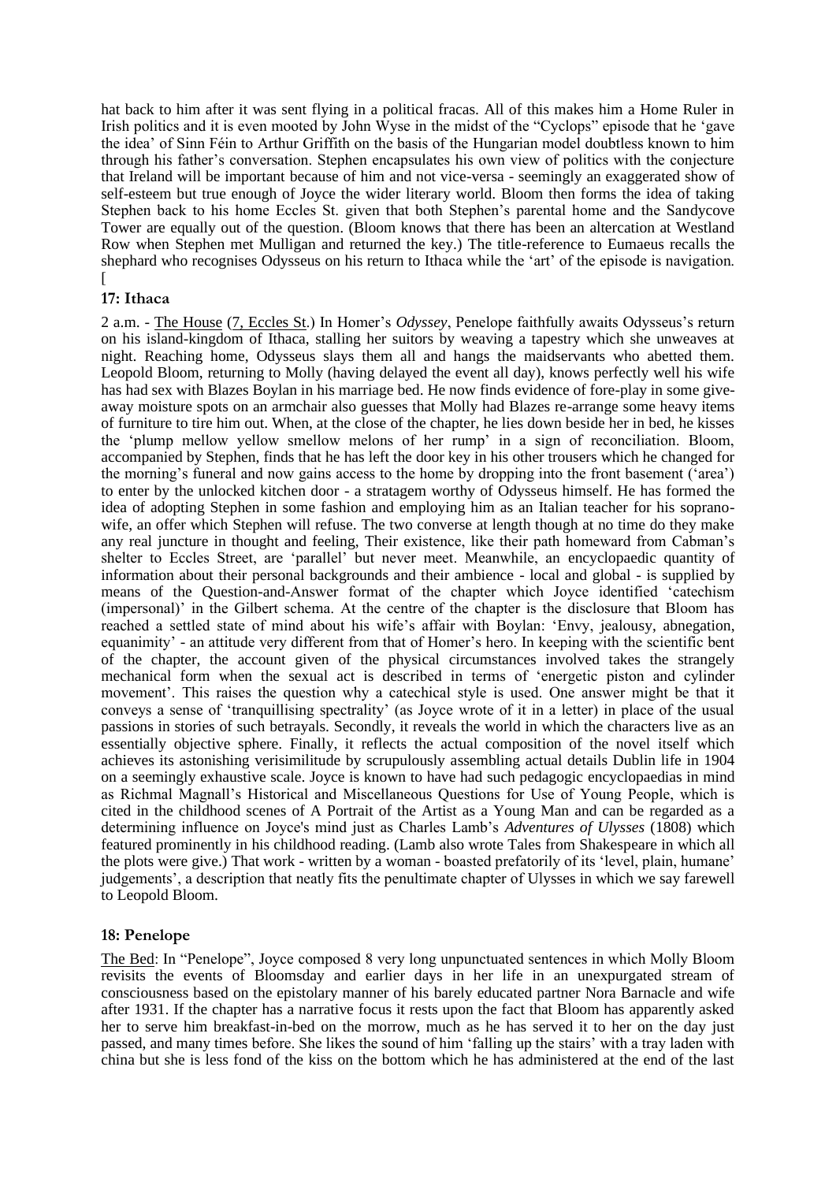hat back to him after it was sent flying in a political fracas. All of this makes him a Home Ruler in Irish politics and it is even mooted by John Wyse in the midst of the "Cyclops" episode that he 'gave the idea' of Sinn Féin to Arthur Griffith on the basis of the Hungarian model doubtless known to him through his father's conversation. Stephen encapsulates his own view of politics with the conjecture that Ireland will be important because of him and not vice-versa - seemingly an exaggerated show of self-esteem but true enough of Joyce the wider literary world. Bloom then forms the idea of taking Stephen back to his home Eccles St. given that both Stephen's parental home and the Sandycove Tower are equally out of the question. (Bloom knows that there has been an altercation at Westland Row when Stephen met Mulligan and returned the key.) The title-reference to Eumaeus recalls the shephard who recognises Odysseus on his return to Ithaca while the 'art' of the episode is navigation.
[

## 17: Ithaca

2 a.m. - The House (7, Eccles St.) In Homer's *Odyssey*, Penelope faithfully awaits Odysseus's return on his island-kingdom of Ithaca, stalling her suitors by weaving a tapestry which she unweaves at night. Reaching home, Odysseus slays them all and hangs the maidservants who abetted them. Leopold Bloom, returning to Molly (having delayed the event all day), knows perfectly well his wife has had sex with Blazes Boylan in his marriage bed. He now finds evidence of fore-play in some give-away moisture spots on an armchair also guesses that Molly had Blazes re-arrange some heavy items of furniture to tire him out. When, at the close of the chapter, he lies down beside her in bed, he kisses the 'plump mellow yellow smellow melons of her rump' in a sign of reconciliation. Bloom, accompanied by Stephen, finds that he has left the door key in his other trousers which he changed for the morning's funeral and now gains access to the home by dropping into the front basement ('area') to enter by the unlocked kitchen door - a stratagem worthy of Odysseus himself. He has formed the idea of adopting Stephen in some fashion and employing him as an Italian teacher for his soprano-wife, an offer which Stephen will refuse. The two converse at length though at no time do they make any real juncture in thought and feeling, Their existence, like their path homeward from Cabman's shelter to Eccles Street, are 'parallel' but never meet. Meanwhile, an encyclopaedic quantity of information about their personal backgrounds and their ambience - local and global - is supplied by means of the Question-and-Answer format of the chapter which Joyce identified 'catechism (impersonal)' in the Gilbert schema. At the centre of the chapter is the disclosure that Bloom has reached a settled state of mind about his wife's affair with Boylan: 'Envy, jealousy, abnegation, equanimity' - an attitude very different from that of Homer's hero. In keeping with the scientific bent of the chapter, the account given of the physical circumstances involved takes the strangely mechanical form when the sexual act is described in terms of 'energetic piston and cylinder movement'. This raises the question why a catechical style is used. One answer might be that it conveys a sense of 'tranquillising spectrality' (as Joyce wrote of it in a letter) in place of the usual passions in stories of such betrayals. Secondly, it reveals the world in which the characters live as an essentially objective sphere. Finally, it reflects the actual composition of the novel itself which achieves its astonishing verisimilitude by scrupulously assembling actual details Dublin life in 1904 on a seemingly exhaustive scale. Joyce is known to have had such pedagogic encyclopaedias in mind as Richmal Magnall's Historical and Miscellaneous Questions for Use of Young People, which is cited in the childhood scenes of A Portrait of the Artist as a Young Man and can be regarded as a determining influence on Joyce's mind just as Charles Lamb's *Adventures of Ulysses* (1808) which featured prominently in his childhood reading. (Lamb also wrote Tales from Shakespeare in which all the plots were give.) That work - written by a woman - boasted prefatorily of its 'level, plain, humane' judgements', a description that neatly fits the penultimate chapter of Ulysses in which we say farewell to Leopold Bloom.

## 18: Penelope

The Bed: In "Penelope", Joyce composed 8 very long unpunctuated sentences in which Molly Bloom revisits the events of Bloomsday and earlier days in her life in an unexpurgated stream of consciousness based on the epistolary manner of his barely educated partner Nora Barnacle and wife after 1931. If the chapter has a narrative focus it rests upon the fact that Bloom has apparently asked her to serve him breakfast-in-bed on the morrow, much as he has served it to her on the day just passed, and many times before. She likes the sound of him 'falling up the stairs' with a tray laden with china but she is less fond of the kiss on the bottom which he has administered at the end of the last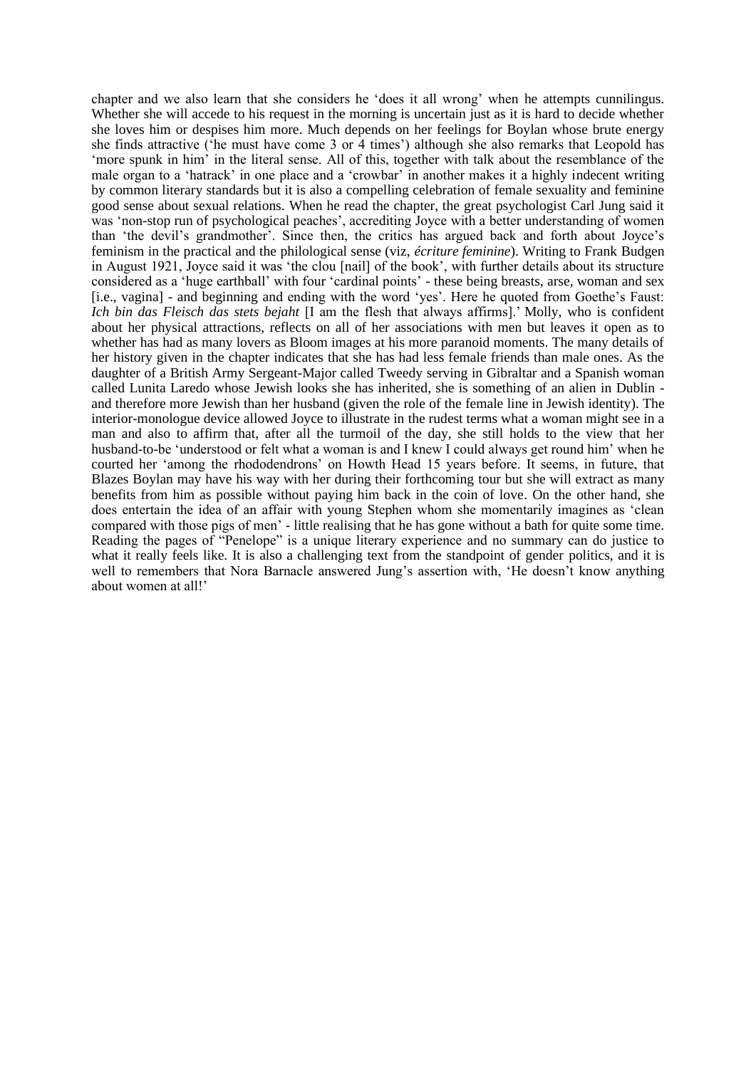chapter and we also learn that she considers he 'does it all wrong' when he attempts cunnilingus. Whether she will accede to his request in the morning is uncertain just as it is hard to decide whether she loves him or despises him more. Much depends on her feelings for Boylan whose brute energy she finds attractive ('he must have come 3 or 4 times') although she also remarks that Leopold has 'more spunk in him' in the literal sense. All of this, together with talk about the resemblance of the male organ to a 'hatrack' in one place and a 'crowbar' in another makes it a highly indecent writing by common literary standards but it is also a compelling celebration of female sexuality and feminine good sense about sexual relations. When he read the chapter, the great psychologist Carl Jung said it was 'non-stop run of psychological peaches', accrediting Joyce with a better understanding of women than 'the devil's grandmother'. Since then, the critics has argued back and forth about Joyce's feminism in the practical and the philological sense (viz, *écriture feminine*). Writing to Frank Budgen in August 1921, Joyce said it was 'the clou [nail] of the book', with further details about its structure considered as a 'huge earthball' with four 'cardinal points' - these being breasts, arse, woman and sex [i.e., vagina] - and beginning and ending with the word 'yes'. Here he quoted from Goethe's Faust: *Ich bin das Fleisch das stets bejaht* [I am the flesh that always affirms].' Molly, who is confident about her physical attractions, reflects on all of her associations with men but leaves it open as to whether has had as many lovers as Bloom images at his more paranoid moments. The many details of her history given in the chapter indicates that she has had less female friends than male ones. As the daughter of a British Army Sergeant-Major called Tweedy serving in Gibraltar and a Spanish woman called Lunita Laredo whose Jewish looks she has inherited, she is something of an alien in Dublin - and therefore more Jewish than her husband (given the role of the female line in Jewish identity). The interior-monologue device allowed Joyce to illustrate in the rudest terms what a woman might see in a man and also to affirm that, after all the turmoil of the day, she still holds to the view that her husband-to-be 'understood or felt what a woman is and I knew I could always get round him' when he courted her 'among the rhododendrons' on Howth Head 15 years before. It seems, in future, that Blazes Boylan may have his way with her during their forthcoming tour but she will extract as many benefits from him as possible without paying him back in the coin of love. On the other hand, she does entertain the idea of an affair with young Stephen whom she momentarily imagines as 'clean compared with those pigs of men' - little realising that he has gone without a bath for quite some time. Reading the pages of "Penelope" is a unique literary experience and no summary can do justice to what it really feels like. It is also a challenging text from the standpoint of gender politics, and it is well to remembers that Nora Barnacle answered Jung's assertion with, 'He doesn't know anything about women at all!'